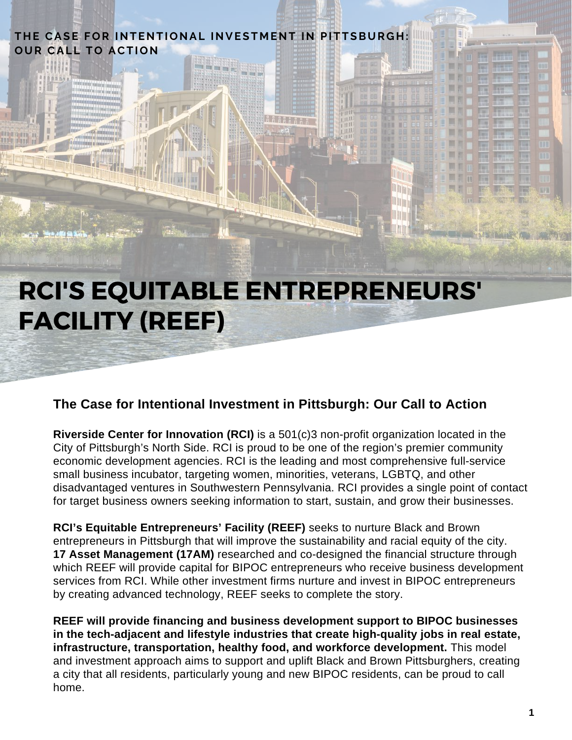THE CASE FOR INTENTIONAL INVESTMENT IN PITTSBURGH: OUR CALL TO ACTION

# RCI'S EQUITABLE ENTREPRENEURS' FACILITY (REEF)

## The Case for Intentional Investment in Pittsburgh: Our Call to Action

**Riverside Center for Innovation (RCI)** is a 501(c)3 non-profit organization located in the City of Pittsburgh's North Side. RCI is proud to be one of the region's premier community economic development agencies. RCI is the leading and most comprehensive full-service small business incubator, targeting women, minorities, veterans, LGBTQ, and other disadvantaged ventures in Southwestern Pennsylvania. RCI provides a single point of contact for target business owners seeking information to start, sustain, and grow their businesses.

**RCI's Equitable Entrepreneurs' Facility (REEF)** seeks to nurture Black and Brown entrepreneurs in Pittsburgh that will improve the sustainability and racial equity of the city. **17 Asset Management (17AM)** researched and co-designed the financial structure through which REEF will provide capital for BIPOC entrepreneurs who receive business development services from RCI. While other investment firms nurture and invest in BIPOC entrepreneurs by creating advanced technology, REEF seeks to complete the story.

**REEF will provide financing and business development support to BIPOC businesses in the tech-adjacent and lifestyle industries that create high-quality jobs in real estate, infrastructure, transportation, healthy food, and workforce development.** This model and investment approach aims to support and uplift Black and Brown Pittsburghers, creating a city that all residents, particularly young and new BIPOC residents, can be proud to call home.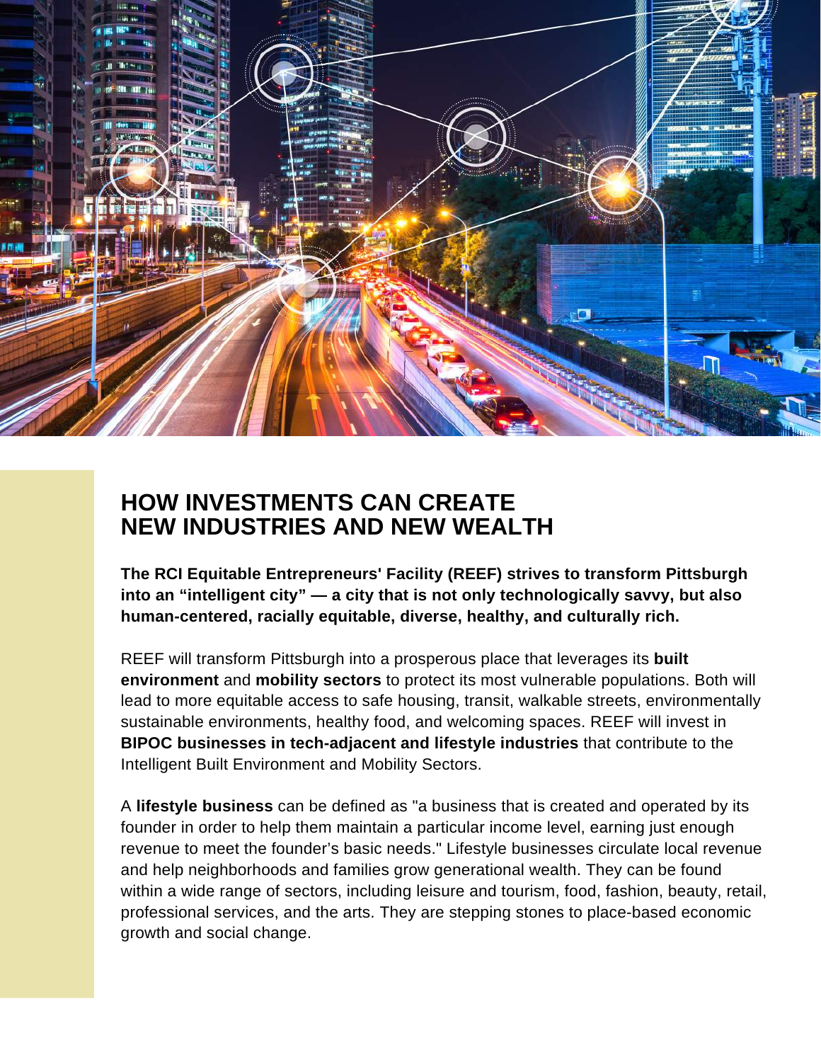## HOW INVESTMENTS CAN CREATE NEW INDUSTRIES AND NEW WEALTH

**The RCI Equitable Entrepreneurs' Facility (REEF) strives to transform Pittsburgh into an "intelligent city" — a city that is not only technologically savvy, but also human-centered, racially equitable, diverse, healthy, and culturally rich.**

REEF will transform Pittsburgh into a prosperous place that leverages its **built environment** and **mobility sectors** to protect its most vulnerable populations. Both will lead to more equitable access to safe housing, transit, walkable streets, environmentally sustainable environments, healthy food, and welcoming spaces. REEF will invest in **BIPOC businesses in tech-adjacent and lifestyle industries** that contribute to the Intelligent Built Environment and Mobility Sectors.

A **lifestyle business** can be defined as "a business that is created and operated by its founder in order to help them maintain a particular income level, earning just enough revenue to meet the founder's basic needs." Lifestyle businesses circulate local revenue and help neighborhoods and families grow generational wealth. They can be found within a wide range of sectors, including leisure and tourism, food, fashion, beauty, retail, professional services, and the arts. They are stepping stones to place-based economic growth and social change.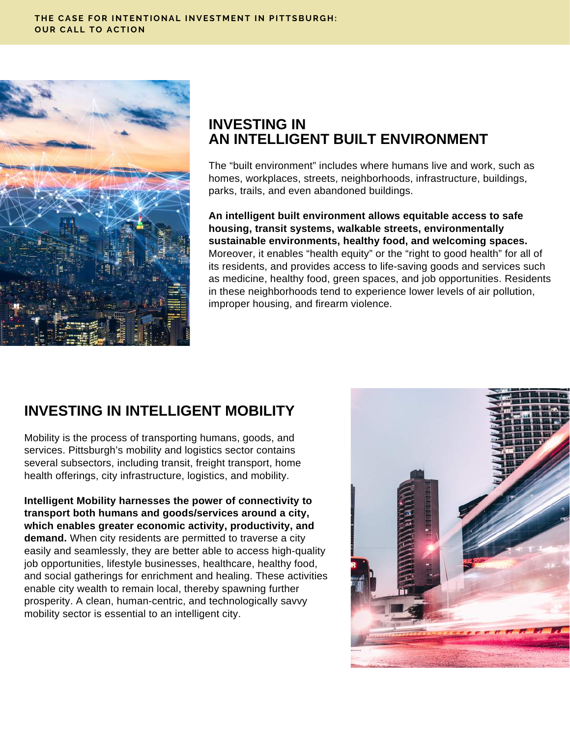## INVESTING IN AN INTELLIGENT BUILT ENVIRONMENT

The “built environment” includes where humans live and work, such as homes, workplaces, streets, neighborhoods, infrastructure, buildings, parks, trails, and even abandoned buildings.

**An intelligent built environment allows equitable access to safe housing, transit systems, walkable streets, environmentally sustainable environments, healthy food, and welcoming spaces.** Moreover, it enables “health equity” or the “right to good health” for all of its residents, and provides access to life-saving goods and services such as medicine, healthy food, green spaces, and job opportunities. Residents in these neighborhoods tend to experience lower levels of air pollution, improper housing, and firearm violence.

## INVESTING IN INTELLIGENT MOBILITY

Mobility is the process of transporting humans, goods, and services. Pittsburgh’s mobility and logistics sector contains several subsectors, including transit, freight transport, home health offerings, city infrastructure, logistics, and mobility.

**Intelligent Mobility harnesses the power of connectivity to transport both humans and goods/services around a city, which enables greater economic activity, productivity, and demand.** When city residents are permitted to traverse a city easily and seamlessly, they are better able to access high-quality job opportunities, lifestyle businesses, healthcare, healthy food, and social gatherings for enrichment and healing. These activities enable city wealth to remain local, thereby spawning further prosperity. A clean, human-centric, and technologically savvy mobility sector is essential to an intelligent city.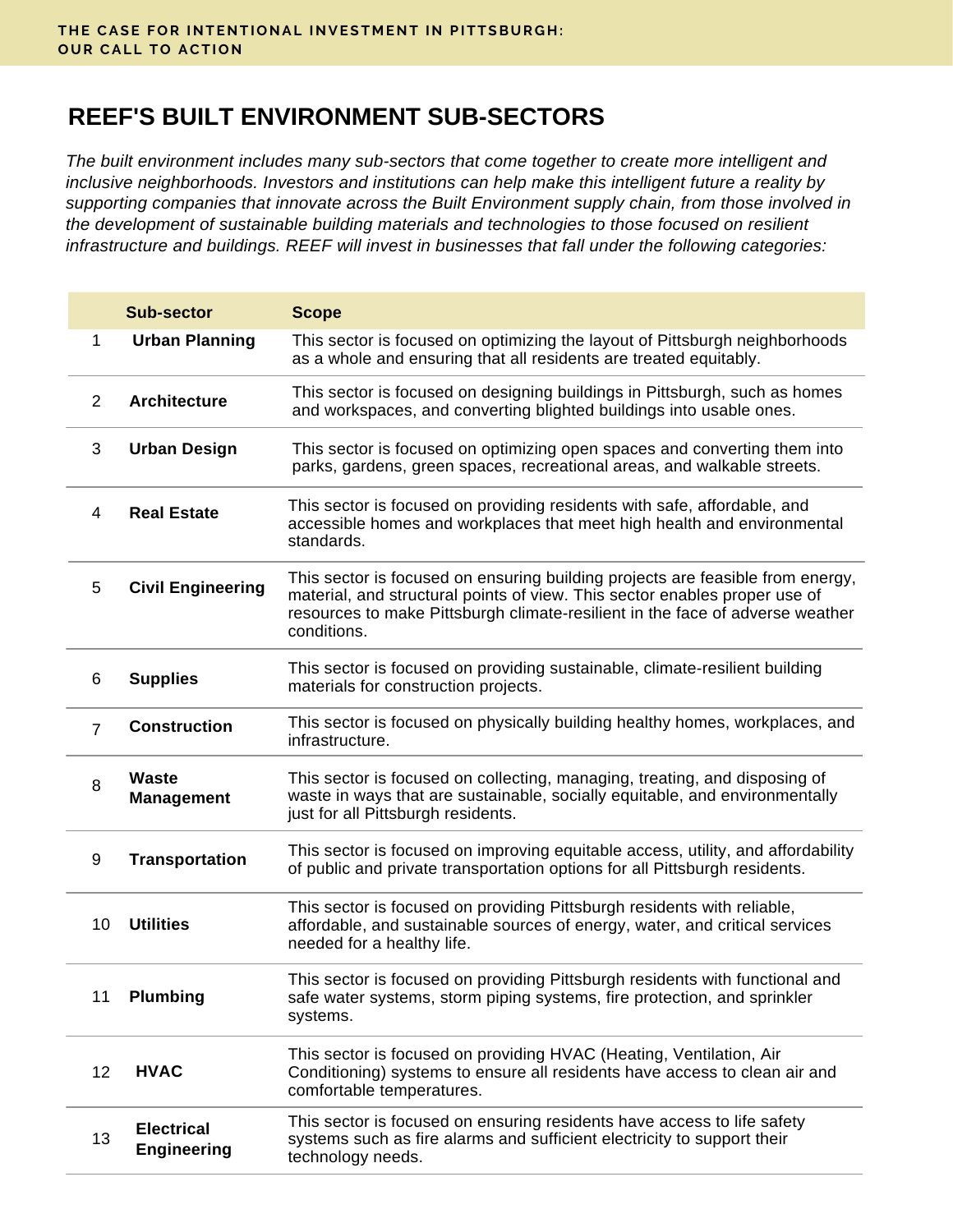## REEF'S BUILT ENVIRONMENT SUB-SECTORS

*The built environment includes many sub-sectors that come together to create more intelligent and inclusive neighborhoods. Investors and institutions can help make this intelligent future a reality by supporting companies that innovate across the Built Environment supply chain, from those involved in the development of sustainable building materials and technologies to those focused on resilient infrastructure and buildings. REEF will invest in businesses that fall under the following categories:*

| | Sub-sector | Scope |
|---|---|---|
| 1 | **Urban Planning** | This sector is focused on optimizing the layout of Pittsburgh neighborhoods as a whole and ensuring that all residents are treated equitably. |
| 2 | **Architecture** | This sector is focused on designing buildings in Pittsburgh, such as homes and workspaces, and converting blighted buildings into usable ones. |
| 3 | **Urban Design** | This sector is focused on optimizing open spaces and converting them into parks, gardens, green spaces, recreational areas, and walkable streets. |
| 4 | **Real Estate** | This sector is focused on providing residents with safe, affordable, and accessible homes and workplaces that meet high health and environmental standards. |
| 5 | **Civil Engineering** | This sector is focused on ensuring building projects are feasible from energy, material, and structural points of view. This sector enables proper use of resources to make Pittsburgh climate-resilient in the face of adverse weather conditions. |
| 6 | **Supplies** | This sector is focused on providing sustainable, climate-resilient building materials for construction projects. |
| 7 | **Construction** | This sector is focused on physically building healthy homes, workplaces, and infrastructure. |
| 8 | **Waste Management** | This sector is focused on collecting, managing, treating, and disposing of waste in ways that are sustainable, socially equitable, and environmentally just for all Pittsburgh residents. |
| 9 | **Transportation** | This sector is focused on improving equitable access, utility, and affordability of public and private transportation options for all Pittsburgh residents. |
| 10 | **Utilities** | This sector is focused on providing Pittsburgh residents with reliable, affordable, and sustainable sources of energy, water, and critical services needed for a healthy life. |
| 11 | **Plumbing** | This sector is focused on providing Pittsburgh residents with functional and safe water systems, storm piping systems, fire protection, and sprinkler systems. |
| 12 | **HVAC** | This sector is focused on providing HVAC (Heating, Ventilation, Air Conditioning) systems to ensure all residents have access to clean air and comfortable temperatures. |
| 13 | **Electrical Engineering** | This sector is focused on ensuring residents have access to life safety systems such as fire alarms and sufficient electricity to support their technology needs. |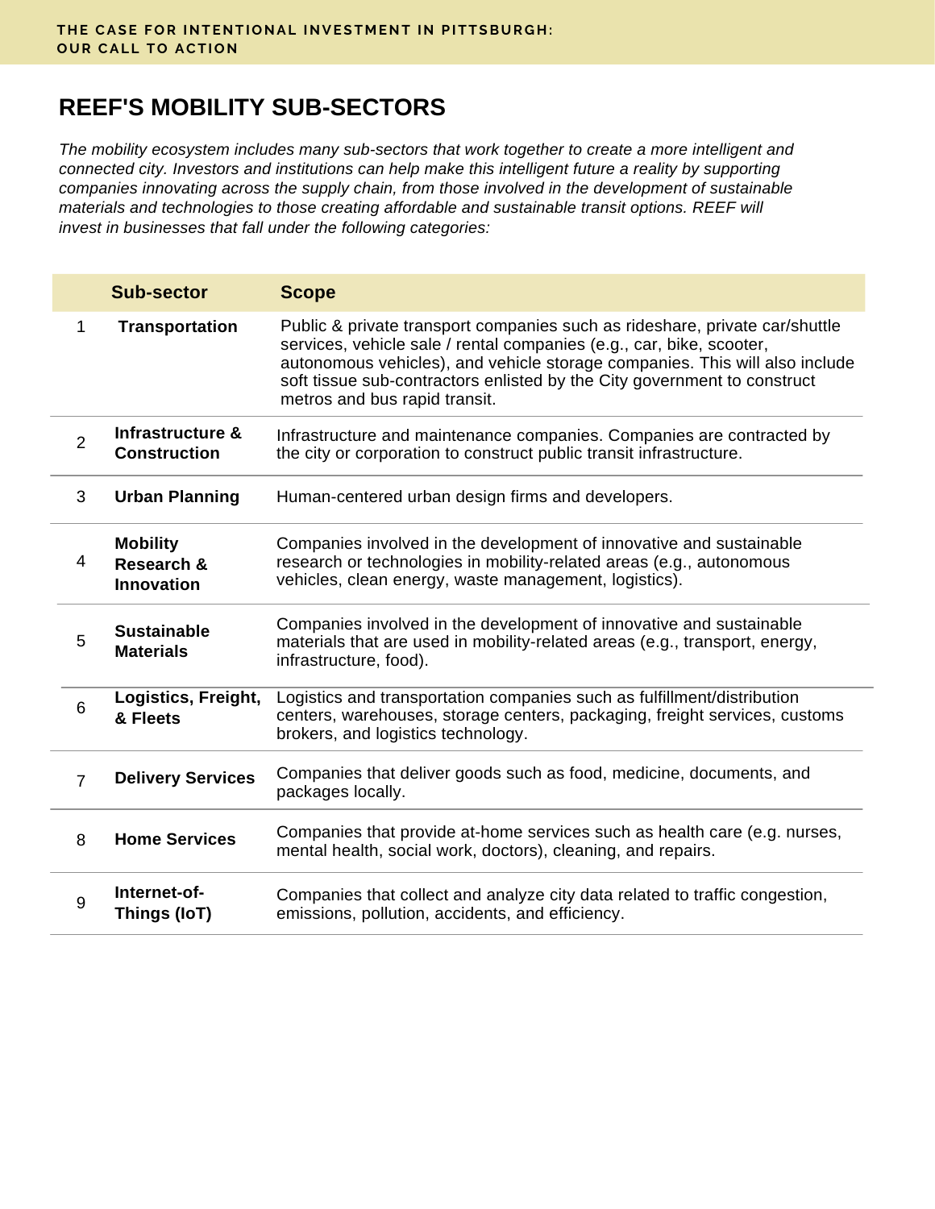## REEF'S MOBILITY SUB-SECTORS

*The mobility ecosystem includes many sub-sectors that work together to create a more intelligent and connected city. Investors and institutions can help make this intelligent future a reality by supporting companies innovating across the supply chain, from those involved in the development of sustainable materials and technologies to those creating affordable and sustainable transit options. REEF will invest in businesses that fall under the following categories:*

| | Sub-sector | Scope |
|---|---|---|
| 1 | **Transportation** | Public & private transport companies such as rideshare, private car/shuttle services, vehicle sale / rental companies (e.g., car, bike, scooter, autonomous vehicles), and vehicle storage companies. This will also include soft tissue sub-contractors enlisted by the City government to construct metros and bus rapid transit. |
| 2 | **Infrastructure & Construction** | Infrastructure and maintenance companies. Companies are contracted by the city or corporation to construct public transit infrastructure. |
| 3 | **Urban Planning** | Human-centered urban design firms and developers. |
| 4 | **Mobility Research & Innovation** | Companies involved in the development of innovative and sustainable research or technologies in mobility-related areas (e.g., autonomous vehicles, clean energy, waste management, logistics). |
| 5 | **Sustainable Materials** | Companies involved in the development of innovative and sustainable materials that are used in mobility-related areas (e.g., transport, energy, infrastructure, food). |
| 6 | **Logistics, Freight, & Fleets** | Logistics and transportation companies such as fulfillment/distribution centers, warehouses, storage centers, packaging, freight services, customs brokers, and logistics technology. |
| 7 | **Delivery Services** | Companies that deliver goods such as food, medicine, documents, and packages locally. |
| 8 | **Home Services** | Companies that provide at-home services such as health care (e.g. nurses, mental health, social work, doctors), cleaning, and repairs. |
| 9 | **Internet-of-Things (IoT)** | Companies that collect and analyze city data related to traffic congestion, emissions, pollution, accidents, and efficiency. |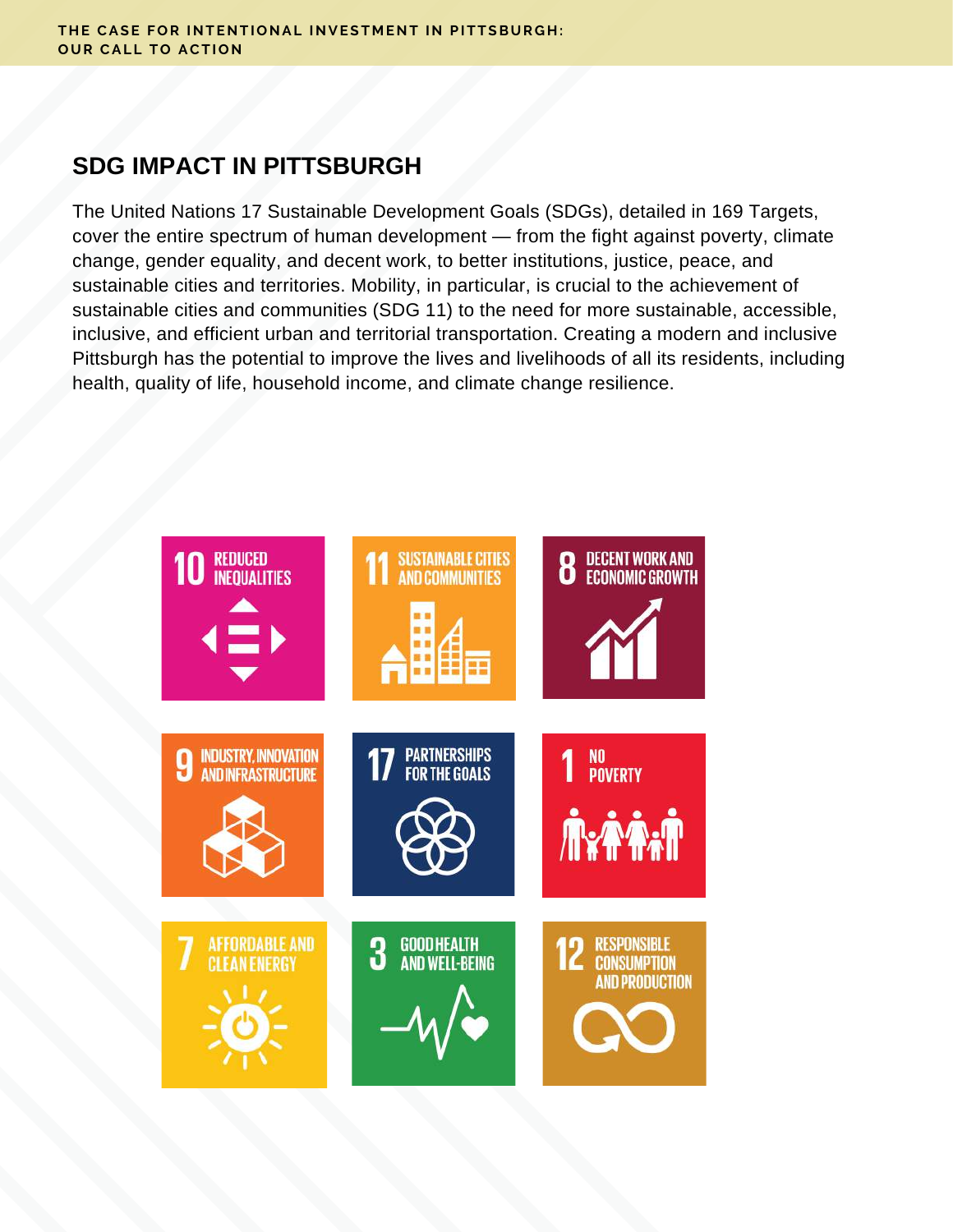## SDG IMPACT IN PITTSBURGH

The United Nations 17 Sustainable Development Goals (SDGs), detailed in 169 Targets, cover the entire spectrum of human development — from the fight against poverty, climate change, gender equality, and decent work, to better institutions, justice, peace, and sustainable cities and territories. Mobility, in particular, is crucial to the achievement of sustainable cities and communities (SDG 11) to the need for more sustainable, accessible, inclusive, and efficient urban and territorial transportation. Creating a modern and inclusive Pittsburgh has the potential to improve the lives and livelihoods of all its residents, including health, quality of life, household income, and climate change resilience.

- 10 REDUCED INEQUALITIES
- 11 SUSTAINABLE CITIES AND COMMUNITIES
- 8 DECENT WORK AND ECONOMIC GROWTH
- 9 INDUSTRY, INNOVATION AND INFRASTRUCTURE
- 17 PARTNERSHIPS FOR THE GOALS
- 1 NO POVERTY
- 7 AFFORDABLE AND CLEAN ENERGY
- 3 GOOD HEALTH AND WELL-BEING
- 12 RESPONSIBLE CONSUMPTION AND PRODUCTION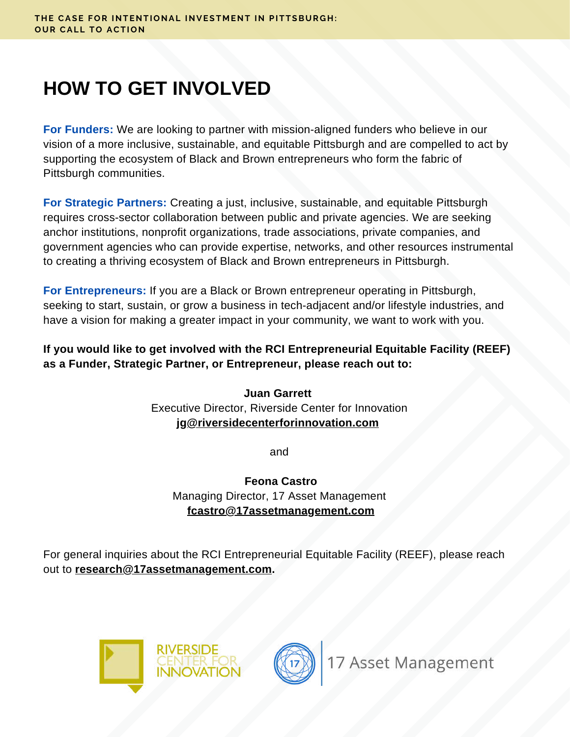# HOW TO GET INVOLVED

**For Funders:** We are looking to partner with mission-aligned funders who believe in our vision of a more inclusive, sustainable, and equitable Pittsburgh and are compelled to act by supporting the ecosystem of Black and Brown entrepreneurs who form the fabric of Pittsburgh communities.

**For Strategic Partners:** Creating a just, inclusive, sustainable, and equitable Pittsburgh requires cross-sector collaboration between public and private agencies. We are seeking anchor institutions, nonprofit organizations, trade associations, private companies, and government agencies who can provide expertise, networks, and other resources instrumental to creating a thriving ecosystem of Black and Brown entrepreneurs in Pittsburgh.

**For Entrepreneurs:** If you are a Black or Brown entrepreneur operating in Pittsburgh, seeking to start, sustain, or grow a business in tech-adjacent and/or lifestyle industries, and have a vision for making a greater impact in your community, we want to work with you.

**If you would like to get involved with the RCI Entrepreneurial Equitable Facility (REEF) as a Funder, Strategic Partner, or Entrepreneur, please reach out to:**

**Juan Garrett**
Executive Director, Riverside Center for Innovation
**jg@riversidecenterforinnovation.com**

and

**Feona Castro**
Managing Director, 17 Asset Management
**fcastro@17assetmanagement.com**

For general inquiries about the RCI Entrepreneurial Equitable Facility (REEF), please reach out to **research@17assetmanagement.com.**

RIVERSIDE CENTER FOR INNOVATION

17 Asset Management